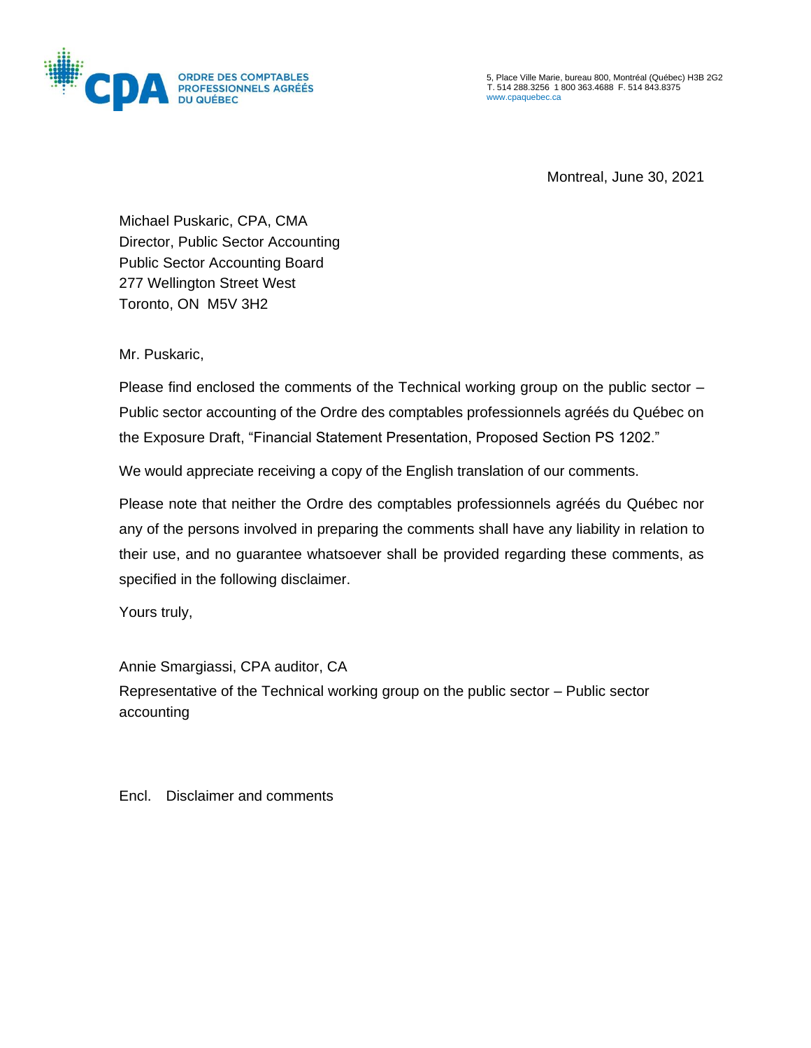ORDRE DES COMPTABLES PROFESSIONNELS AGRÉÉS DU QUÉBEC

5, Place Ville Marie, bureau 800, Montréal (Québec) H3B 2G2
T. 514 288.3256 1 800 363.4688 F. 514 843.8375
www.cpaquebec.ca

Montreal, June 30, 2021

Michael Puskaric, CPA, CMA
Director, Public Sector Accounting
Public Sector Accounting Board
277 Wellington Street West
Toronto, ON M5V 3H2

Mr. Puskaric,

Please find enclosed the comments of the Technical working group on the public sector – Public sector accounting of the Ordre des comptables professionnels agréés du Québec on the Exposure Draft, "Financial Statement Presentation, Proposed Section PS 1202."

We would appreciate receiving a copy of the English translation of our comments.

Please note that neither the Ordre des comptables professionnels agréés du Québec nor any of the persons involved in preparing the comments shall have any liability in relation to their use, and no guarantee whatsoever shall be provided regarding these comments, as specified in the following disclaimer.

Yours truly,

Annie Smargiassi, CPA auditor, CA
Representative of the Technical working group on the public sector – Public sector accounting

Encl. Disclaimer and comments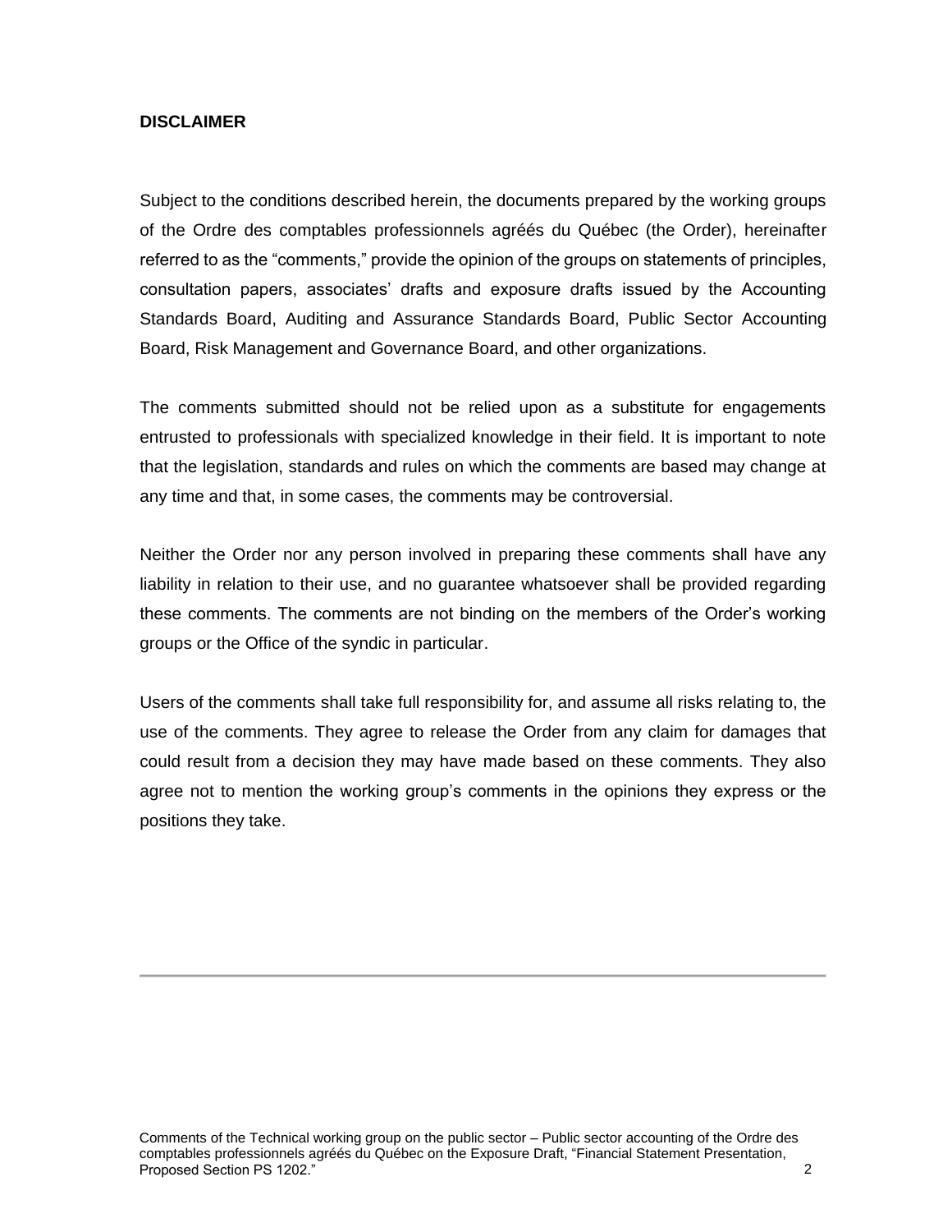**DISCLAIMER**

Subject to the conditions described herein, the documents prepared by the working groups of the Ordre des comptables professionnels agréés du Québec (the Order), hereinafter referred to as the "comments," provide the opinion of the groups on statements of principles, consultation papers, associates' drafts and exposure drafts issued by the Accounting Standards Board, Auditing and Assurance Standards Board, Public Sector Accounting Board, Risk Management and Governance Board, and other organizations.

The comments submitted should not be relied upon as a substitute for engagements entrusted to professionals with specialized knowledge in their field. It is important to note that the legislation, standards and rules on which the comments are based may change at any time and that, in some cases, the comments may be controversial.

Neither the Order nor any person involved in preparing these comments shall have any liability in relation to their use, and no guarantee whatsoever shall be provided regarding these comments. The comments are not binding on the members of the Order's working groups or the Office of the syndic in particular.

Users of the comments shall take full responsibility for, and assume all risks relating to, the use of the comments. They agree to release the Order from any claim for damages that could result from a decision they may have made based on these comments. They also agree not to mention the working group's comments in the opinions they express or the positions they take.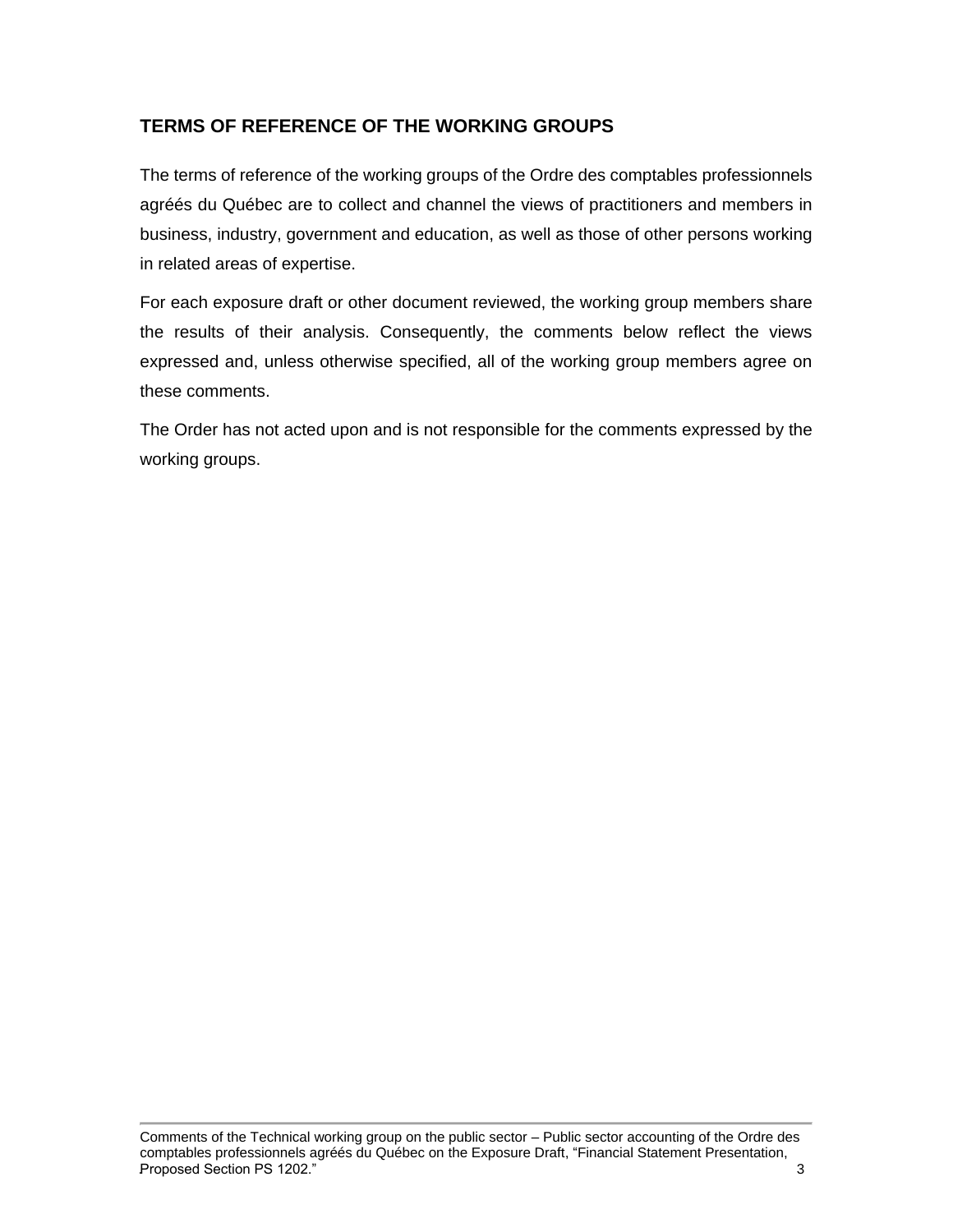## TERMS OF REFERENCE OF THE WORKING GROUPS

The terms of reference of the working groups of the Ordre des comptables professionnels agréés du Québec are to collect and channel the views of practitioners and members in business, industry, government and education, as well as those of other persons working in related areas of expertise.

For each exposure draft or other document reviewed, the working group members share the results of their analysis. Consequently, the comments below reflect the views expressed and, unless otherwise specified, all of the working group members agree on these comments.

The Order has not acted upon and is not responsible for the comments expressed by the working groups.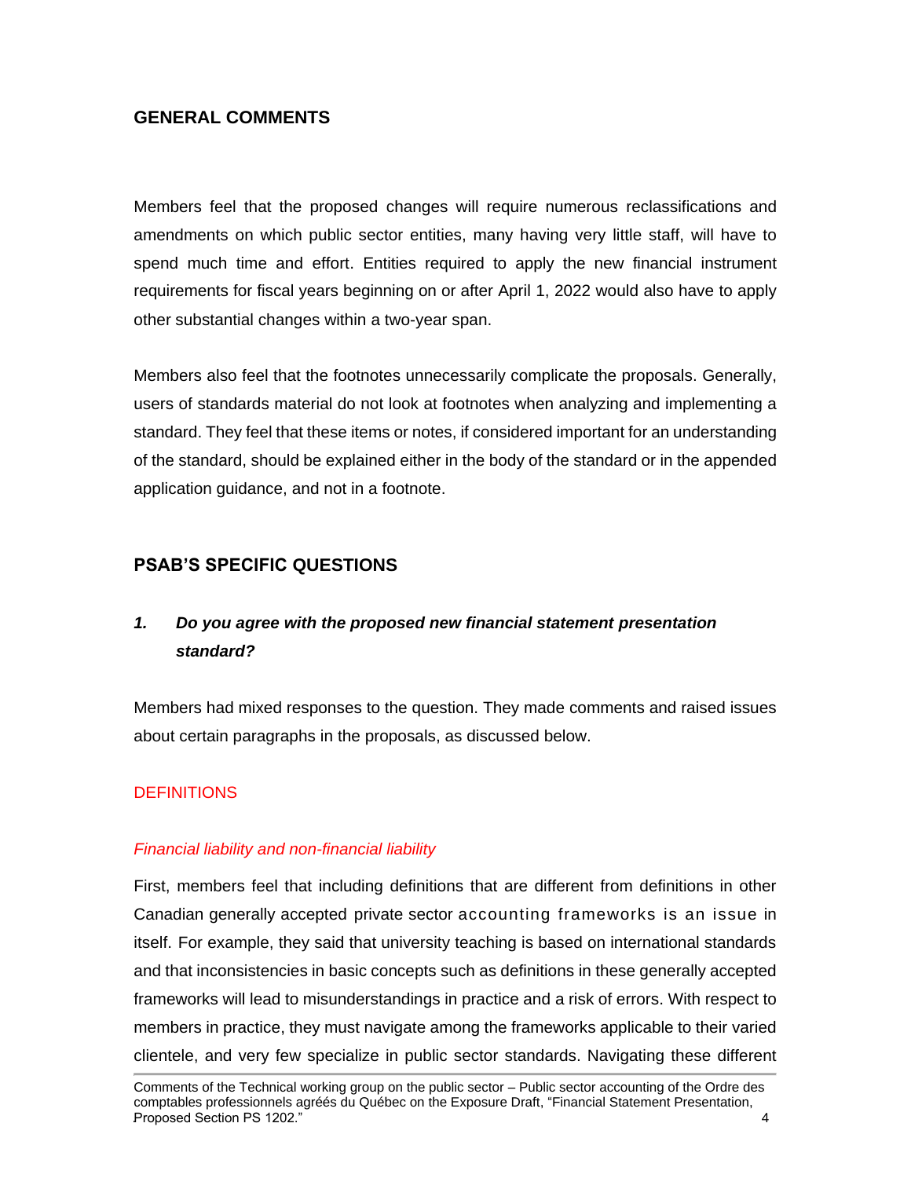## GENERAL COMMENTS

Members feel that the proposed changes will require numerous reclassifications and amendments on which public sector entities, many having very little staff, will have to spend much time and effort. Entities required to apply the new financial instrument requirements for fiscal years beginning on or after April 1, 2022 would also have to apply other substantial changes within a two-year span.

Members also feel that the footnotes unnecessarily complicate the proposals. Generally, users of standards material do not look at footnotes when analyzing and implementing a standard. They feel that these items or notes, if considered important for an understanding of the standard, should be explained either in the body of the standard or in the appended application guidance, and not in a footnote.

## PSAB'S SPECIFIC QUESTIONS

### *1. Do you agree with the proposed new financial statement presentation standard?*

Members had mixed responses to the question. They made comments and raised issues about certain paragraphs in the proposals, as discussed below.

#### DEFINITIONS

*Financial liability and non-financial liability*

First, members feel that including definitions that are different from definitions in other Canadian generally accepted private sector accounting frameworks is an issue in itself. For example, they said that university teaching is based on international standards and that inconsistencies in basic concepts such as definitions in these generally accepted frameworks will lead to misunderstandings in practice and a risk of errors. With respect to members in practice, they must navigate among the frameworks applicable to their varied clientele, and very few specialize in public sector standards. Navigating these different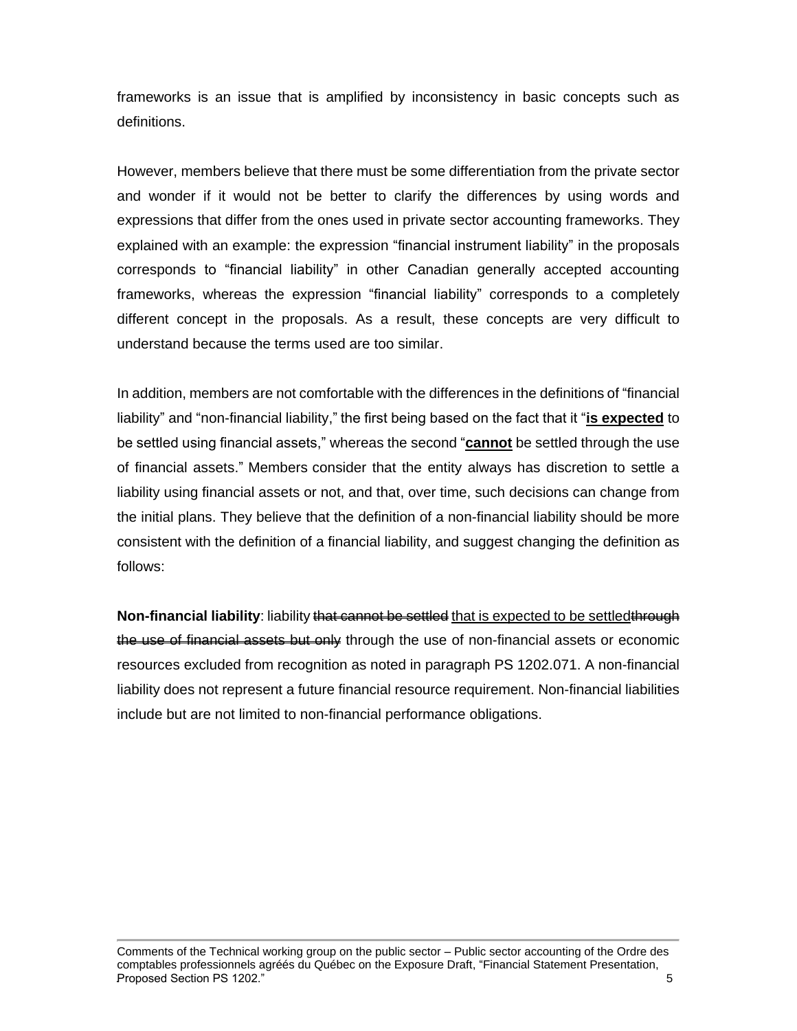frameworks is an issue that is amplified by inconsistency in basic concepts such as definitions.

However, members believe that there must be some differentiation from the private sector and wonder if it would not be better to clarify the differences by using words and expressions that differ from the ones used in private sector accounting frameworks. They explained with an example: the expression "financial instrument liability" in the proposals corresponds to "financial liability" in other Canadian generally accepted accounting frameworks, whereas the expression "financial liability" corresponds to a completely different concept in the proposals. As a result, these concepts are very difficult to understand because the terms used are too similar.

In addition, members are not comfortable with the differences in the definitions of "financial liability" and "non-financial liability," the first being based on the fact that it "<u>**is expected**</u> to be settled using financial assets," whereas the second "<u>**cannot**</u> be settled through the use of financial assets." Members consider that the entity always has discretion to settle a liability using financial assets or not, and that, over time, such decisions can change from the initial plans. They believe that the definition of a non-financial liability should be more consistent with the definition of a financial liability, and suggest changing the definition as follows:

**Non-financial liability**: liability ~~that cannot be settled~~ <u>that is expected to be settled</u>~~through the use of financial assets but only~~ through the use of non-financial assets or economic resources excluded from recognition as noted in paragraph PS 1202.071. A non-financial liability does not represent a future financial resource requirement. Non-financial liabilities include but are not limited to non-financial performance obligations.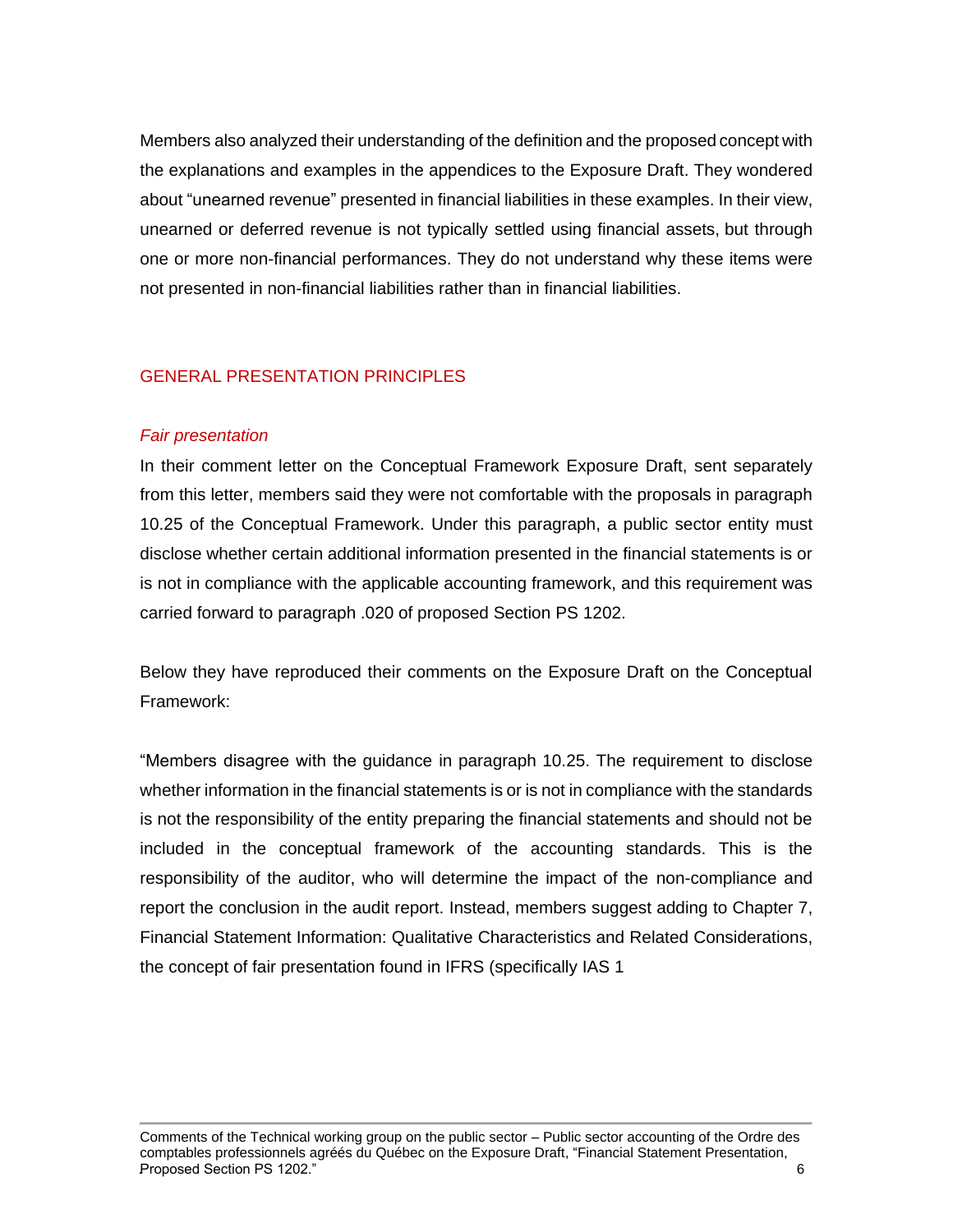Members also analyzed their understanding of the definition and the proposed concept with the explanations and examples in the appendices to the Exposure Draft. They wondered about “unearned revenue” presented in financial liabilities in these examples. In their view, unearned or deferred revenue is not typically settled using financial assets, but through one or more non-financial performances. They do not understand why these items were not presented in non-financial liabilities rather than in financial liabilities.

## GENERAL PRESENTATION PRINCIPLES

### *Fair presentation*

In their comment letter on the Conceptual Framework Exposure Draft, sent separately from this letter, members said they were not comfortable with the proposals in paragraph 10.25 of the Conceptual Framework. Under this paragraph, a public sector entity must disclose whether certain additional information presented in the financial statements is or is not in compliance with the applicable accounting framework, and this requirement was carried forward to paragraph .020 of proposed Section PS 1202.

Below they have reproduced their comments on the Exposure Draft on the Conceptual Framework:

“Members disagree with the guidance in paragraph 10.25. The requirement to disclose whether information in the financial statements is or is not in compliance with the standards is not the responsibility of the entity preparing the financial statements and should not be included in the conceptual framework of the accounting standards. This is the responsibility of the auditor, who will determine the impact of the non-compliance and report the conclusion in the audit report. Instead, members suggest adding to Chapter 7, Financial Statement Information: Qualitative Characteristics and Related Considerations, the concept of fair presentation found in IFRS (specifically IAS 1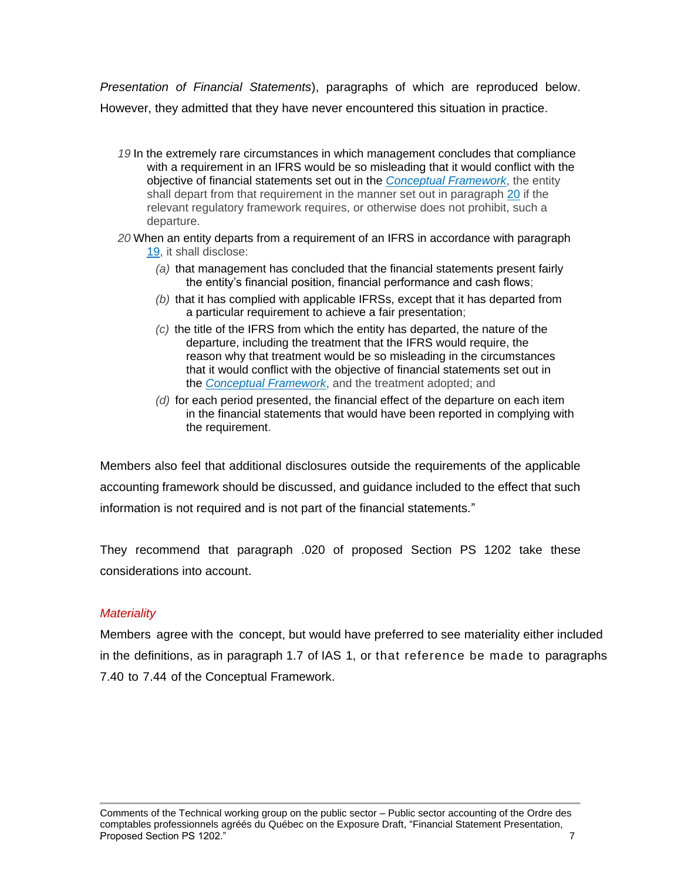*Presentation of Financial Statements*), paragraphs of which are reproduced below. However, they admitted that they have never encountered this situation in practice.

> *19* In the extremely rare circumstances in which management concludes that compliance with a requirement in an IFRS would be so misleading that it would conflict with the objective of financial statements set out in the *Conceptual Framework*, the entity shall depart from that requirement in the manner set out in paragraph 20 if the relevant regulatory framework requires, or otherwise does not prohibit, such a departure.
>
> *20* When an entity departs from a requirement of an IFRS in accordance with paragraph 19, it shall disclose:
>
> *(a)* that management has concluded that the financial statements present fairly the entity's financial position, financial performance and cash flows;
>
> *(b)* that it has complied with applicable IFRSs, except that it has departed from a particular requirement to achieve a fair presentation;
>
> *(c)* the title of the IFRS from which the entity has departed, the nature of the departure, including the treatment that the IFRS would require, the reason why that treatment would be so misleading in the circumstances that it would conflict with the objective of financial statements set out in the *Conceptual Framework*, and the treatment adopted; and
>
> *(d)* for each period presented, the financial effect of the departure on each item in the financial statements that would have been reported in complying with the requirement.

Members also feel that additional disclosures outside the requirements of the applicable accounting framework should be discussed, and guidance included to the effect that such information is not required and is not part of the financial statements."

They recommend that paragraph .020 of proposed Section PS 1202 take these considerations into account.

### *Materiality*

Members agree with the concept, but would have preferred to see materiality either included in the definitions, as in paragraph 1.7 of IAS 1, or that reference be made to paragraphs 7.40 to 7.44 of the Conceptual Framework.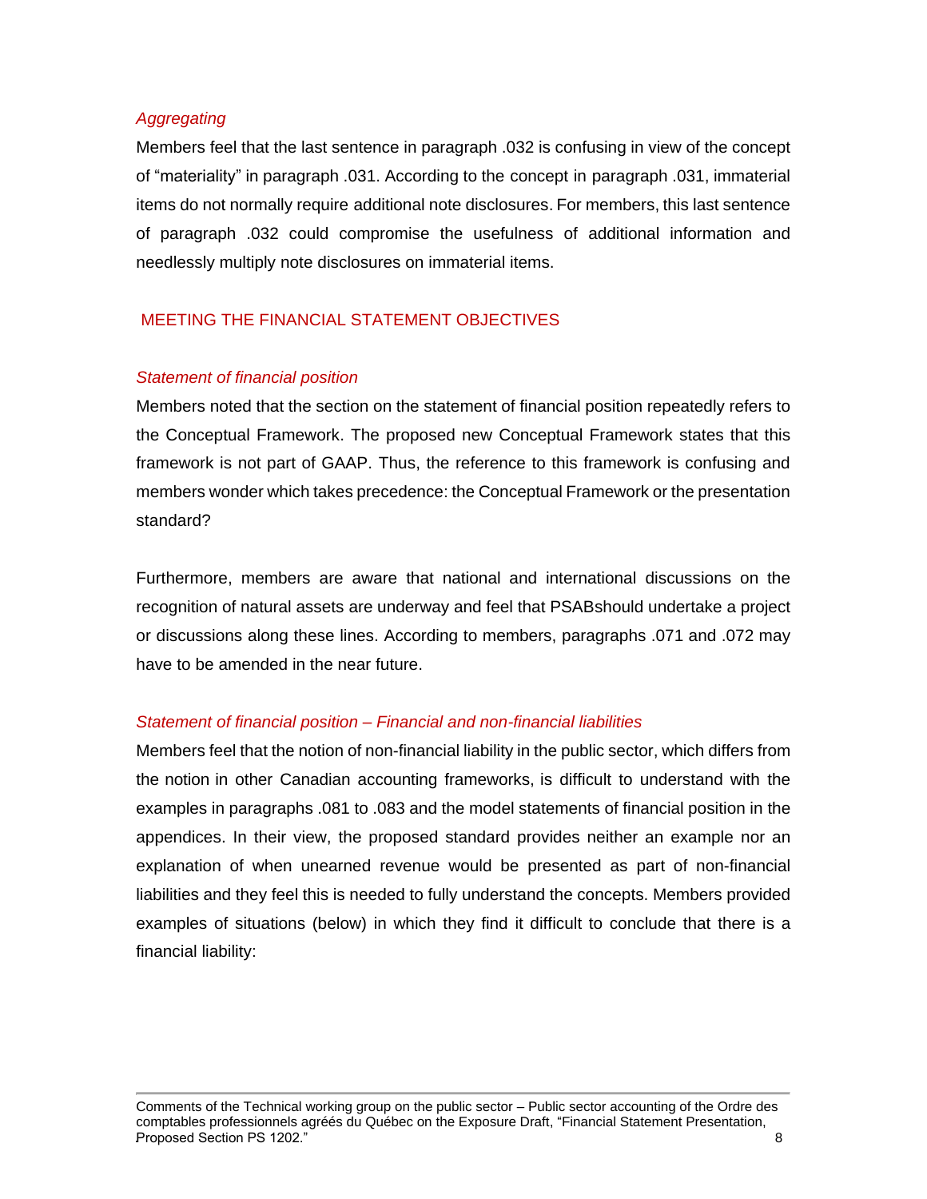*Aggregating*

Members feel that the last sentence in paragraph .032 is confusing in view of the concept of “materiality” in paragraph .031. According to the concept in paragraph .031, immaterial items do not normally require additional note disclosures. For members, this last sentence of paragraph .032 could compromise the usefulness of additional information and needlessly multiply note disclosures on immaterial items.

## MEETING THE FINANCIAL STATEMENT OBJECTIVES

*Statement of financial position*

Members noted that the section on the statement of financial position repeatedly refers to the Conceptual Framework. The proposed new Conceptual Framework states that this framework is not part of GAAP. Thus, the reference to this framework is confusing and members wonder which takes precedence: the Conceptual Framework or the presentation standard?

Furthermore, members are aware that national and international discussions on the recognition of natural assets are underway and feel that PSABshould undertake a project or discussions along these lines. According to members, paragraphs .071 and .072 may have to be amended in the near future.

*Statement of financial position – Financial and non-financial liabilities*

Members feel that the notion of non-financial liability in the public sector, which differs from the notion in other Canadian accounting frameworks, is difficult to understand with the examples in paragraphs .081 to .083 and the model statements of financial position in the appendices. In their view, the proposed standard provides neither an example nor an explanation of when unearned revenue would be presented as part of non-financial liabilities and they feel this is needed to fully understand the concepts. Members provided examples of situations (below) in which they find it difficult to conclude that there is a financial liability: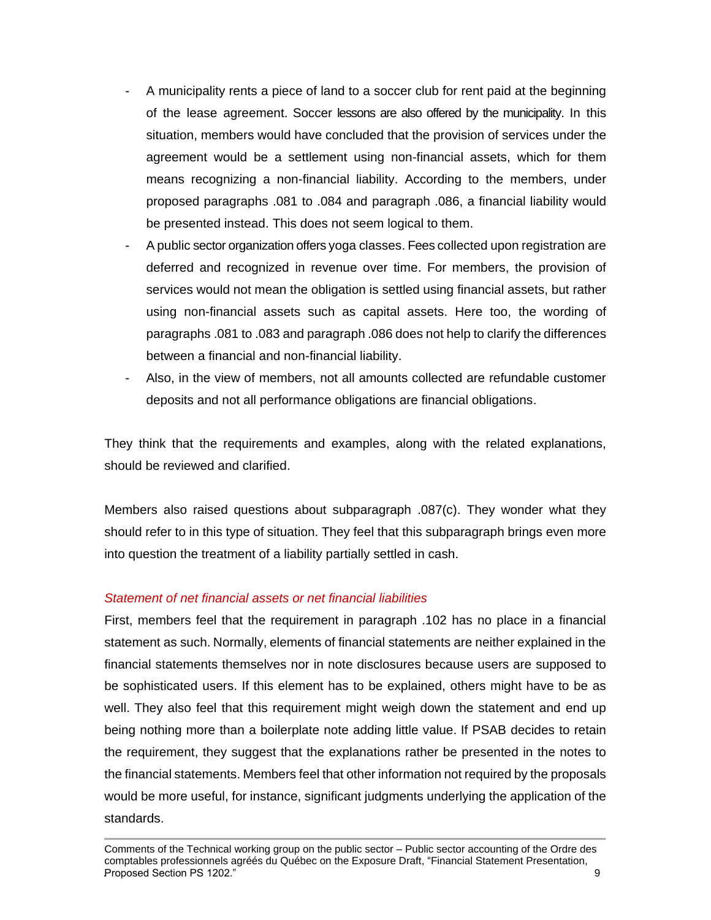- A municipality rents a piece of land to a soccer club for rent paid at the beginning of the lease agreement. Soccer lessons are also offered by the municipality. In this situation, members would have concluded that the provision of services under the agreement would be a settlement using non-financial assets, which for them means recognizing a non-financial liability. According to the members, under proposed paragraphs .081 to .084 and paragraph .086, a financial liability would be presented instead. This does not seem logical to them.
- A public sector organization offers yoga classes. Fees collected upon registration are deferred and recognized in revenue over time. For members, the provision of services would not mean the obligation is settled using financial assets, but rather using non-financial assets such as capital assets. Here too, the wording of paragraphs .081 to .083 and paragraph .086 does not help to clarify the differences between a financial and non-financial liability.
- Also, in the view of members, not all amounts collected are refundable customer deposits and not all performance obligations are financial obligations.

They think that the requirements and examples, along with the related explanations, should be reviewed and clarified.

Members also raised questions about subparagraph .087(c). They wonder what they should refer to in this type of situation. They feel that this subparagraph brings even more into question the treatment of a liability partially settled in cash.

*Statement of net financial assets or net financial liabilities*

First, members feel that the requirement in paragraph .102 has no place in a financial statement as such. Normally, elements of financial statements are neither explained in the financial statements themselves nor in note disclosures because users are supposed to be sophisticated users. If this element has to be explained, others might have to be as well. They also feel that this requirement might weigh down the statement and end up being nothing more than a boilerplate note adding little value. If PSAB decides to retain the requirement, they suggest that the explanations rather be presented in the notes to the financial statements. Members feel that other information not required by the proposals would be more useful, for instance, significant judgments underlying the application of the standards.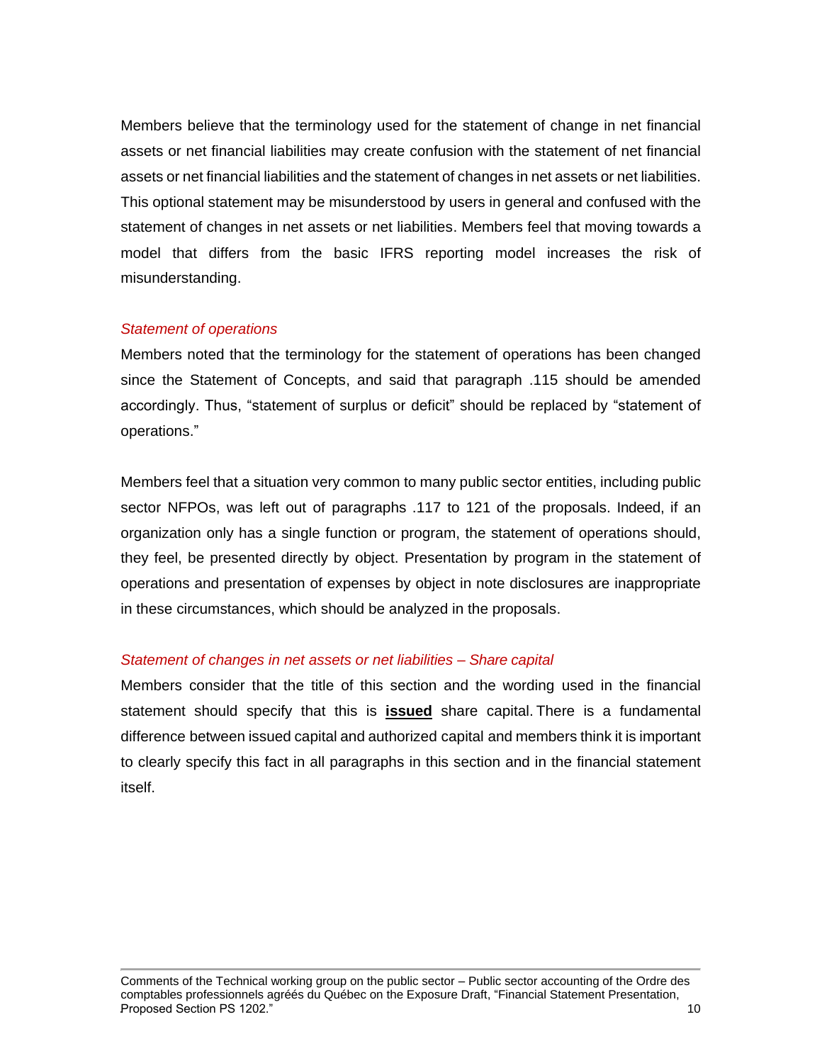Members believe that the terminology used for the statement of change in net financial assets or net financial liabilities may create confusion with the statement of net financial assets or net financial liabilities and the statement of changes in net assets or net liabilities. This optional statement may be misunderstood by users in general and confused with the statement of changes in net assets or net liabilities. Members feel that moving towards a model that differs from the basic IFRS reporting model increases the risk of misunderstanding.

*Statement of operations*

Members noted that the terminology for the statement of operations has been changed since the Statement of Concepts, and said that paragraph .115 should be amended accordingly. Thus, "statement of surplus or deficit" should be replaced by "statement of operations."

Members feel that a situation very common to many public sector entities, including public sector NFPOs, was left out of paragraphs .117 to 121 of the proposals. Indeed, if an organization only has a single function or program, the statement of operations should, they feel, be presented directly by object. Presentation by program in the statement of operations and presentation of expenses by object in note disclosures are inappropriate in these circumstances, which should be analyzed in the proposals.

*Statement of changes in net assets or net liabilities – Share capital*

Members consider that the title of this section and the wording used in the financial statement should specify that this is **issued** share capital. There is a fundamental difference between issued capital and authorized capital and members think it is important to clearly specify this fact in all paragraphs in this section and in the financial statement itself.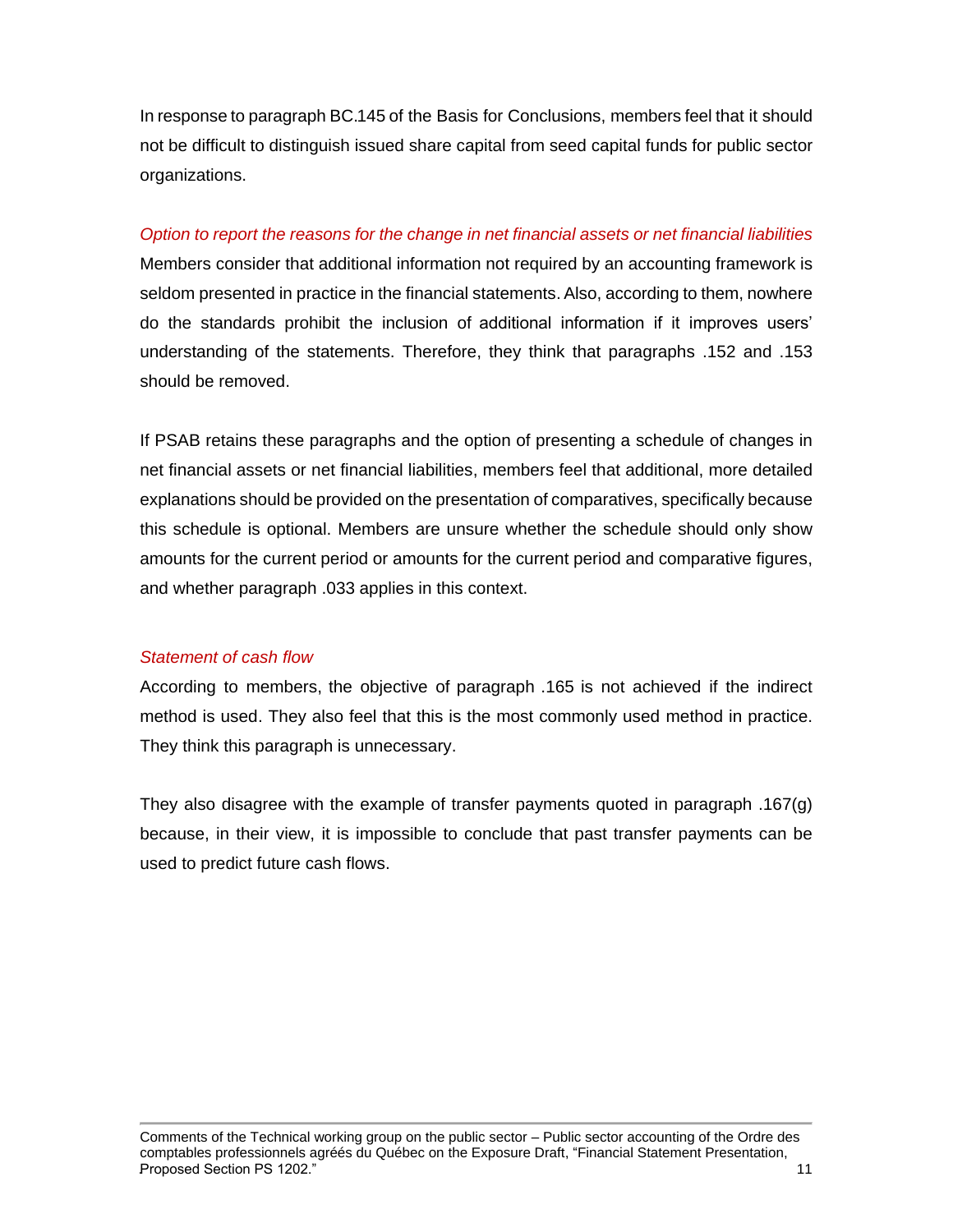In response to paragraph BC.145 of the Basis for Conclusions, members feel that it should not be difficult to distinguish issued share capital from seed capital funds for public sector organizations.

*Option to report the reasons for the change in net financial assets or net financial liabilities*

Members consider that additional information not required by an accounting framework is seldom presented in practice in the financial statements. Also, according to them, nowhere do the standards prohibit the inclusion of additional information if it improves users' understanding of the statements. Therefore, they think that paragraphs .152 and .153 should be removed.

If PSAB retains these paragraphs and the option of presenting a schedule of changes in net financial assets or net financial liabilities, members feel that additional, more detailed explanations should be provided on the presentation of comparatives, specifically because this schedule is optional. Members are unsure whether the schedule should only show amounts for the current period or amounts for the current period and comparative figures, and whether paragraph .033 applies in this context.

*Statement of cash flow*

According to members, the objective of paragraph .165 is not achieved if the indirect method is used. They also feel that this is the most commonly used method in practice. They think this paragraph is unnecessary.

They also disagree with the example of transfer payments quoted in paragraph .167(g) because, in their view, it is impossible to conclude that past transfer payments can be used to predict future cash flows.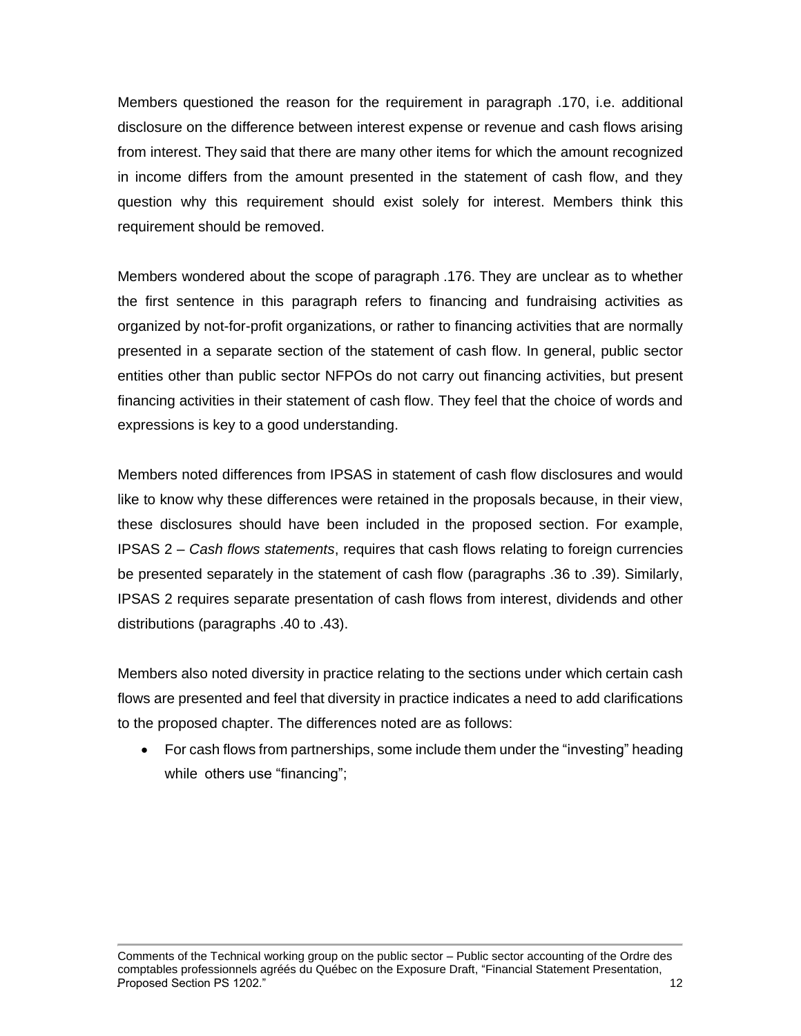Members questioned the reason for the requirement in paragraph .170, i.e. additional disclosure on the difference between interest expense or revenue and cash flows arising from interest. They said that there are many other items for which the amount recognized in income differs from the amount presented in the statement of cash flow, and they question why this requirement should exist solely for interest. Members think this requirement should be removed.

Members wondered about the scope of paragraph .176. They are unclear as to whether the first sentence in this paragraph refers to financing and fundraising activities as organized by not-for-profit organizations, or rather to financing activities that are normally presented in a separate section of the statement of cash flow. In general, public sector entities other than public sector NFPOs do not carry out financing activities, but present financing activities in their statement of cash flow. They feel that the choice of words and expressions is key to a good understanding.

Members noted differences from IPSAS in statement of cash flow disclosures and would like to know why these differences were retained in the proposals because, in their view, these disclosures should have been included in the proposed section. For example, IPSAS 2 – *Cash flows statements*, requires that cash flows relating to foreign currencies be presented separately in the statement of cash flow (paragraphs .36 to .39). Similarly, IPSAS 2 requires separate presentation of cash flows from interest, dividends and other distributions (paragraphs .40 to .43).

Members also noted diversity in practice relating to the sections under which certain cash flows are presented and feel that diversity in practice indicates a need to add clarifications to the proposed chapter. The differences noted are as follows:

- For cash flows from partnerships, some include them under the "investing" heading while others use "financing";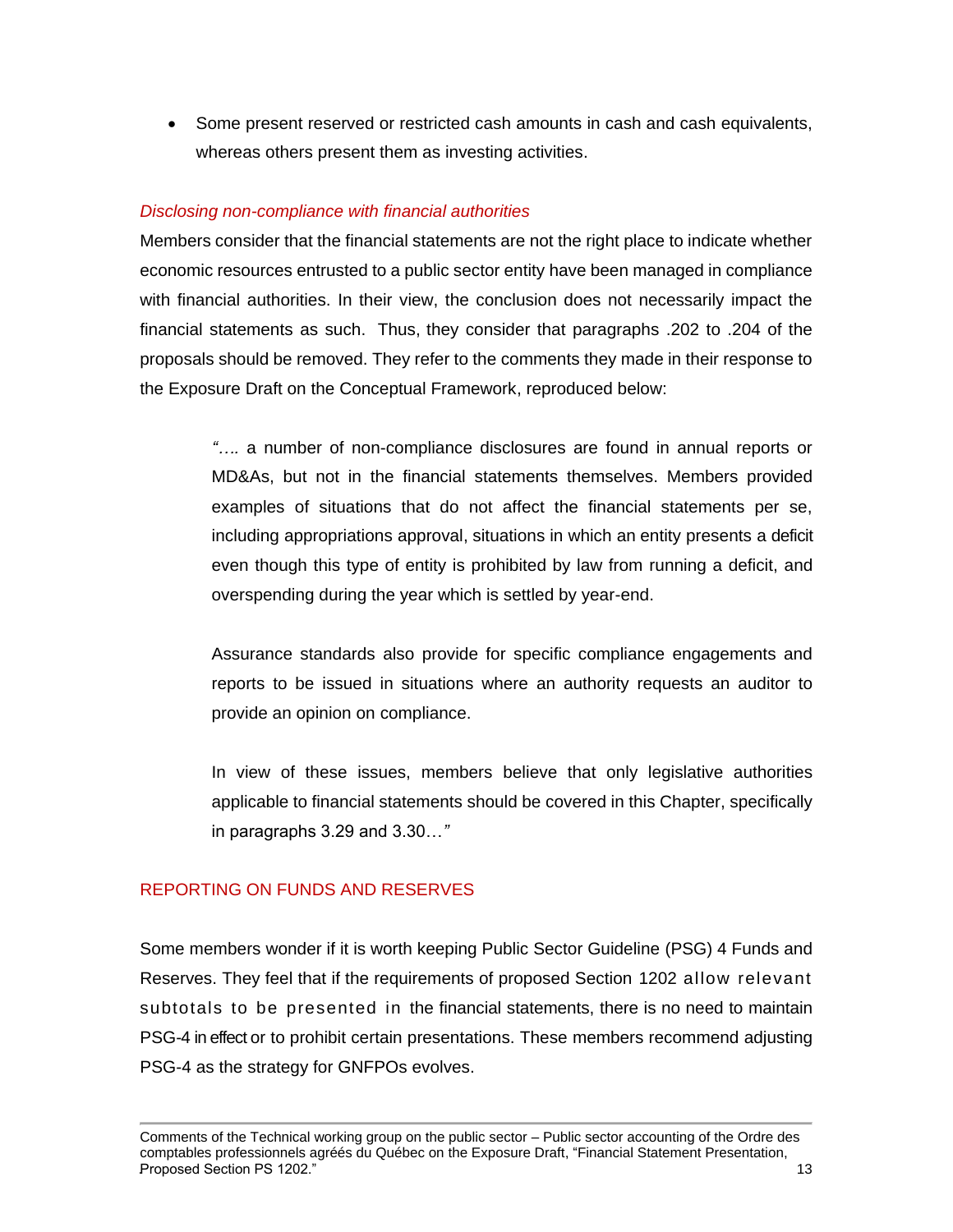- Some present reserved or restricted cash amounts in cash and cash equivalents, whereas others present them as investing activities.

*Disclosing non-compliance with financial authorities*

Members consider that the financial statements are not the right place to indicate whether economic resources entrusted to a public sector entity have been managed in compliance with financial authorities. In their view, the conclusion does not necessarily impact the financial statements as such. Thus, they consider that paragraphs .202 to .204 of the proposals should be removed. They refer to the comments they made in their response to the Exposure Draft on the Conceptual Framework, reproduced below:

> *"….* a number of non-compliance disclosures are found in annual reports or MD&As, but not in the financial statements themselves. Members provided examples of situations that do not affect the financial statements per se, including appropriations approval, situations in which an entity presents a deficit even though this type of entity is prohibited by law from running a deficit, and overspending during the year which is settled by year-end.
>
> Assurance standards also provide for specific compliance engagements and reports to be issued in situations where an authority requests an auditor to provide an opinion on compliance.
>
> In view of these issues, members believe that only legislative authorities applicable to financial statements should be covered in this Chapter, specifically in paragraphs 3.29 and 3.30…*"*

## REPORTING ON FUNDS AND RESERVES

Some members wonder if it is worth keeping Public Sector Guideline (PSG) 4 Funds and Reserves. They feel that if the requirements of proposed Section 1202 allow relevant subtotals to be presented in the financial statements, there is no need to maintain PSG-4 in effect or to prohibit certain presentations. These members recommend adjusting PSG-4 as the strategy for GNFPOs evolves.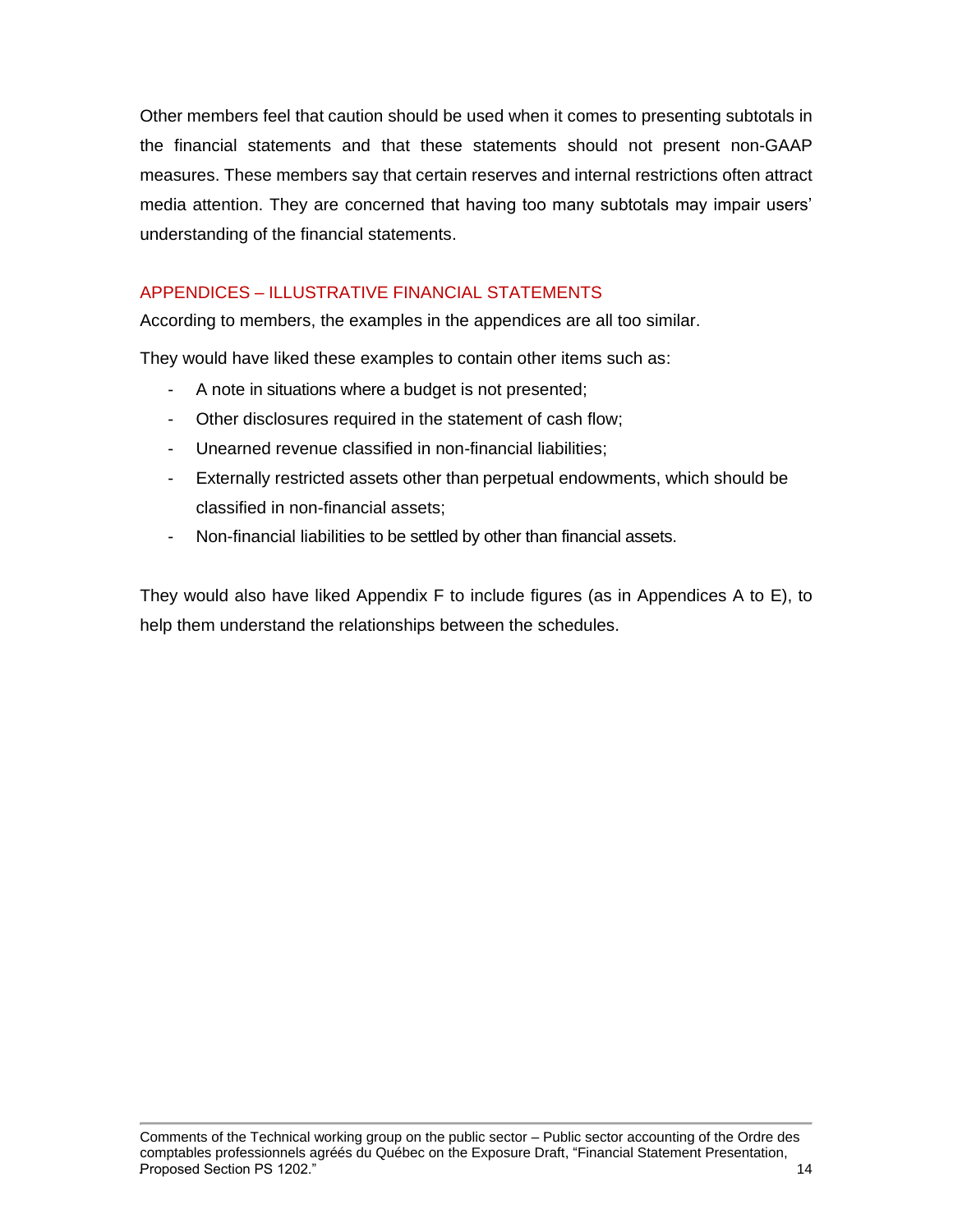Other members feel that caution should be used when it comes to presenting subtotals in the financial statements and that these statements should not present non-GAAP measures. These members say that certain reserves and internal restrictions often attract media attention. They are concerned that having too many subtotals may impair users' understanding of the financial statements.

## APPENDICES – ILLUSTRATIVE FINANCIAL STATEMENTS

According to members, the examples in the appendices are all too similar.

They would have liked these examples to contain other items such as:

- A note in situations where a budget is not presented;
- Other disclosures required in the statement of cash flow;
- Unearned revenue classified in non-financial liabilities;
- Externally restricted assets other than perpetual endowments, which should be classified in non-financial assets;
- Non-financial liabilities to be settled by other than financial assets.

They would also have liked Appendix F to include figures (as in Appendices A to E), to help them understand the relationships between the schedules.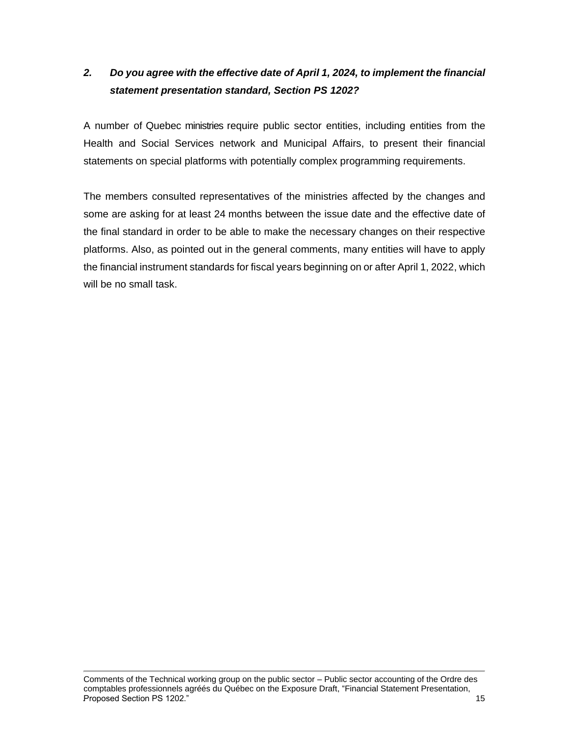***2. Do you agree with the effective date of April 1, 2024, to implement the financial statement presentation standard, Section PS 1202?***

A number of Quebec ministries require public sector entities, including entities from the Health and Social Services network and Municipal Affairs, to present their financial statements on special platforms with potentially complex programming requirements.

The members consulted representatives of the ministries affected by the changes and some are asking for at least 24 months between the issue date and the effective date of the final standard in order to be able to make the necessary changes on their respective platforms. Also, as pointed out in the general comments, many entities will have to apply the financial instrument standards for fiscal years beginning on or after April 1, 2022, which will be no small task.